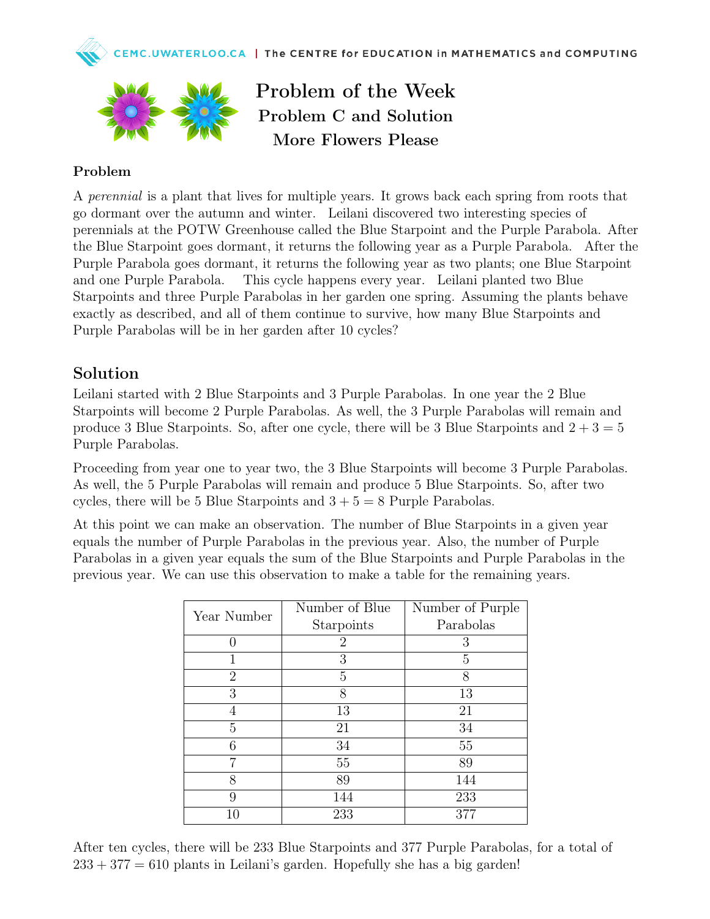# Problem of the Week
## Problem C and Solution
## More Flowers Please

### Problem

A *perennial* is a plant that lives for multiple years. It grows back each spring from roots that go dormant over the autumn and winter. Leilani discovered two interesting species of perennials at the POTW Greenhouse called the Blue Starpoint and the Purple Parabola. After the Blue Starpoint goes dormant, it returns the following year as a Purple Parabola. After the Purple Parabola goes dormant, it returns the following year as two plants; one Blue Starpoint and one Purple Parabola. This cycle happens every year. Leilani planted two Blue Starpoints and three Purple Parabolas in her garden one spring. Assuming the plants behave exactly as described, and all of them continue to survive, how many Blue Starpoints and Purple Parabolas will be in her garden after 10 cycles?

## Solution

Leilani started with 2 Blue Starpoints and 3 Purple Parabolas. In one year the 2 Blue Starpoints will become 2 Purple Parabolas. As well, the 3 Purple Parabolas will remain and produce 3 Blue Starpoints. So, after one cycle, there will be 3 Blue Starpoints and $2 + 3 = 5$ Purple Parabolas.

Proceeding from year one to year two, the 3 Blue Starpoints will become 3 Purple Parabolas. As well, the 5 Purple Parabolas will remain and produce 5 Blue Starpoints. So, after two cycles, there will be 5 Blue Starpoints and $3 + 5 = 8$ Purple Parabolas.

At this point we can make an observation. The number of Blue Starpoints in a given year equals the number of Purple Parabolas in the previous year. Also, the number of Purple Parabolas in a given year equals the sum of the Blue Starpoints and Purple Parabolas in the previous year. We can use this observation to make a table for the remaining years.

| Year Number | Number of Blue Starpoints | Number of Purple Parabolas |
|---|---|---|
| 0 | 2 | 3 |
| 1 | 3 | 5 |
| 2 | 5 | 8 |
| 3 | 8 | 13 |
| 4 | 13 | 21 |
| 5 | 21 | 34 |
| 6 | 34 | 55 |
| 7 | 55 | 89 |
| 8 | 89 | 144 |
| 9 | 144 | 233 |
| 10 | 233 | 377 |

After ten cycles, there will be 233 Blue Starpoints and 377 Purple Parabolas, for a total of $233 + 377 = 610$ plants in Leilani's garden. Hopefully she has a big garden!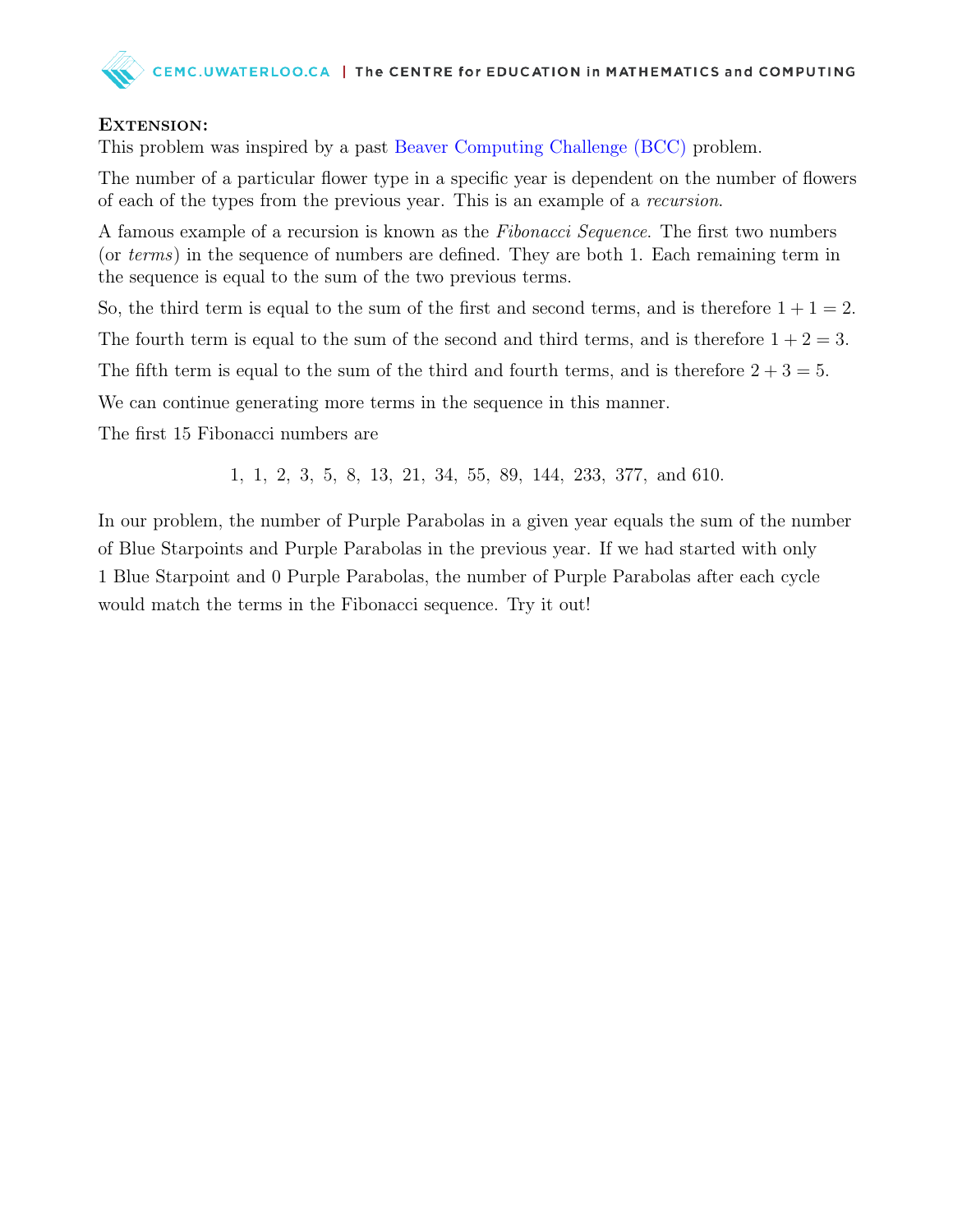## Extension:

This problem was inspired by a past Beaver Computing Challenge (BCC) problem.

The number of a particular flower type in a specific year is dependent on the number of flowers of each of the types from the previous year. This is an example of a *recursion*.

A famous example of a recursion is known as the *Fibonacci Sequence*. The first two numbers (or *terms*) in the sequence of numbers are defined. They are both 1. Each remaining term in the sequence is equal to the sum of the two previous terms.

So, the third term is equal to the sum of the first and second terms, and is therefore $1 + 1 = 2$.

The fourth term is equal to the sum of the second and third terms, and is therefore $1 + 2 = 3$.

The fifth term is equal to the sum of the third and fourth terms, and is therefore $2 + 3 = 5$.

We can continue generating more terms in the sequence in this manner.

The first 15 Fibonacci numbers are

$$1,\ 1,\ 2,\ 3,\ 5,\ 8,\ 13,\ 21,\ 34,\ 55,\ 89,\ 144,\ 233,\ 377,\ \text{and } 610.$$

In our problem, the number of Purple Parabolas in a given year equals the sum of the number of Blue Starpoints and Purple Parabolas in the previous year. If we had started with only 1 Blue Starpoint and 0 Purple Parabolas, the number of Purple Parabolas after each cycle would match the terms in the Fibonacci sequence. Try it out!